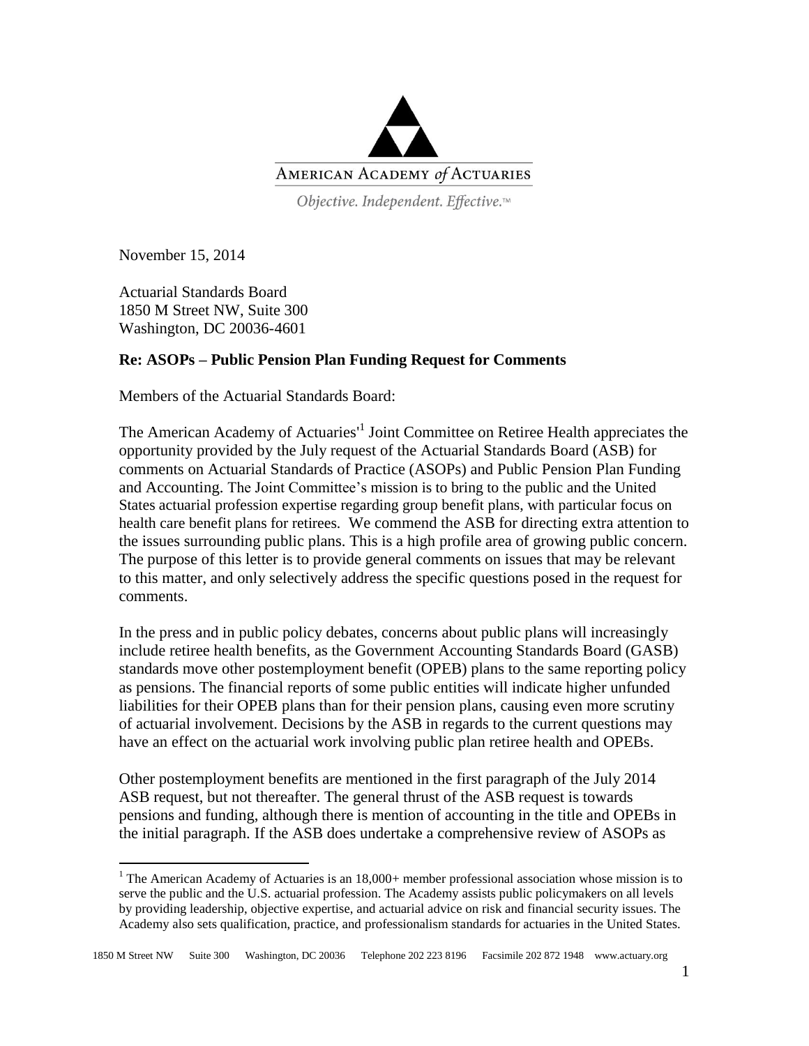AMERICAN ACADEMY *of* ACTUARIES

*Objective. Independent. Effective.*™

November 15, 2014

Actuarial Standards Board
1850 M Street NW, Suite 300
Washington, DC 20036-4601

**Re: ASOPs – Public Pension Plan Funding Request for Comments**

Members of the Actuarial Standards Board:

The American Academy of Actuaries'[1] Joint Committee on Retiree Health appreciates the opportunity provided by the July request of the Actuarial Standards Board (ASB) for comments on Actuarial Standards of Practice (ASOPs) and Public Pension Plan Funding and Accounting. The Joint Committee's mission is to bring to the public and the United States actuarial profession expertise regarding group benefit plans, with particular focus on health care benefit plans for retirees. We commend the ASB for directing extra attention to the issues surrounding public plans. This is a high profile area of growing public concern. The purpose of this letter is to provide general comments on issues that may be relevant to this matter, and only selectively address the specific questions posed in the request for comments.

In the press and in public policy debates, concerns about public plans will increasingly include retiree health benefits, as the Government Accounting Standards Board (GASB) standards move other postemployment benefit (OPEB) plans to the same reporting policy as pensions. The financial reports of some public entities will indicate higher unfunded liabilities for their OPEB plans than for their pension plans, causing even more scrutiny of actuarial involvement. Decisions by the ASB in regards to the current questions may have an effect on the actuarial work involving public plan retiree health and OPEBs.

Other postemployment benefits are mentioned in the first paragraph of the July 2014 ASB request, but not thereafter. The general thrust of the ASB request is towards pensions and funding, although there is mention of accounting in the title and OPEBs in the initial paragraph. If the ASB does undertake a comprehensive review of ASOPs as

[1] The American Academy of Actuaries is an 18,000+ member professional association whose mission is to serve the public and the U.S. actuarial profession. The Academy assists public policymakers on all levels by providing leadership, objective expertise, and actuarial advice on risk and financial security issues. The Academy also sets qualification, practice, and professionalism standards for actuaries in the United States.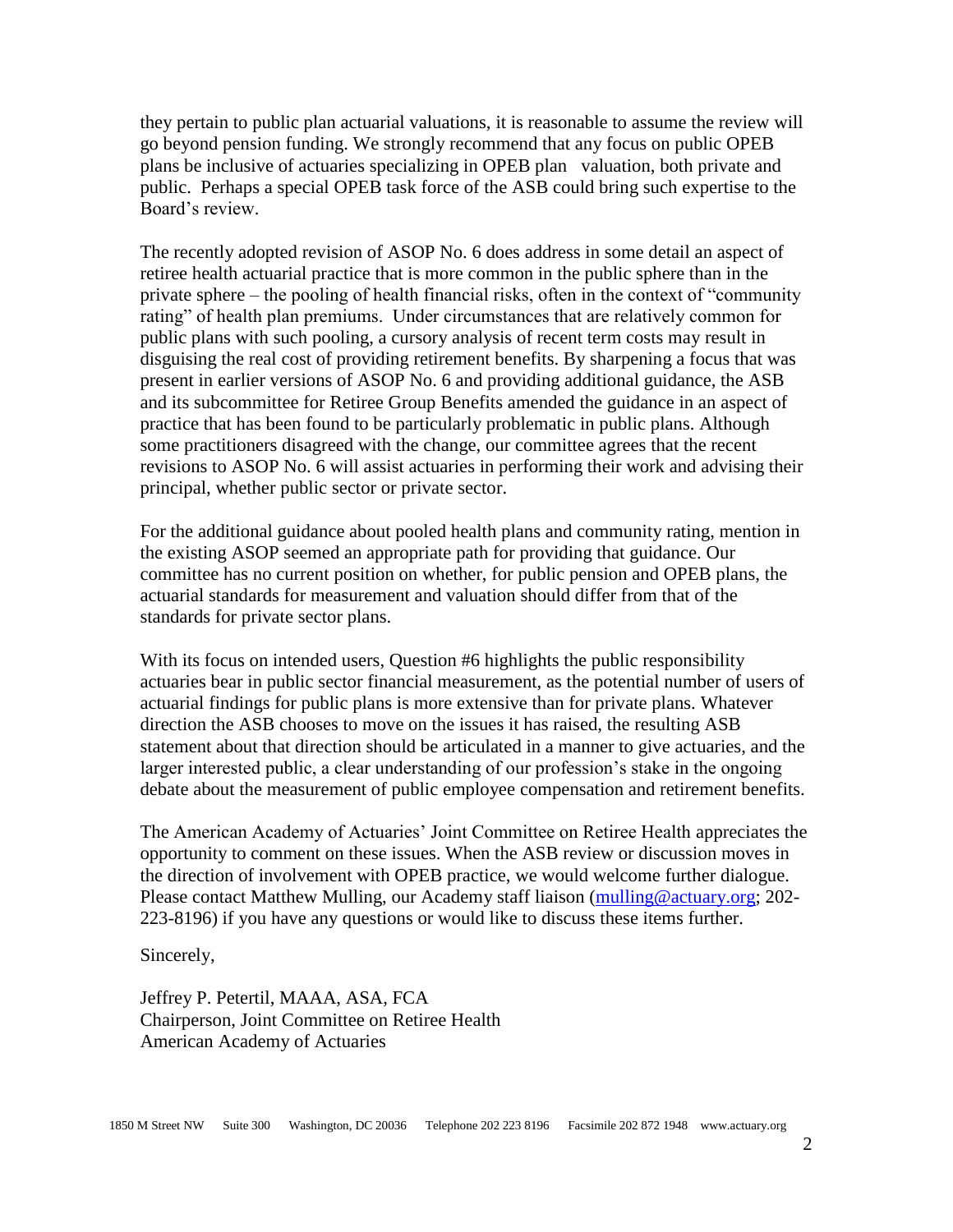they pertain to public plan actuarial valuations, it is reasonable to assume the review will go beyond pension funding. We strongly recommend that any focus on public OPEB plans be inclusive of actuaries specializing in OPEB plan valuation, both private and public. Perhaps a special OPEB task force of the ASB could bring such expertise to the Board's review.

The recently adopted revision of ASOP No. 6 does address in some detail an aspect of retiree health actuarial practice that is more common in the public sphere than in the private sphere – the pooling of health financial risks, often in the context of "community rating" of health plan premiums. Under circumstances that are relatively common for public plans with such pooling, a cursory analysis of recent term costs may result in disguising the real cost of providing retirement benefits. By sharpening a focus that was present in earlier versions of ASOP No. 6 and providing additional guidance, the ASB and its subcommittee for Retiree Group Benefits amended the guidance in an aspect of practice that has been found to be particularly problematic in public plans. Although some practitioners disagreed with the change, our committee agrees that the recent revisions to ASOP No. 6 will assist actuaries in performing their work and advising their principal, whether public sector or private sector.

For the additional guidance about pooled health plans and community rating, mention in the existing ASOP seemed an appropriate path for providing that guidance. Our committee has no current position on whether, for public pension and OPEB plans, the actuarial standards for measurement and valuation should differ from that of the standards for private sector plans.

With its focus on intended users, Question #6 highlights the public responsibility actuaries bear in public sector financial measurement, as the potential number of users of actuarial findings for public plans is more extensive than for private plans. Whatever direction the ASB chooses to move on the issues it has raised, the resulting ASB statement about that direction should be articulated in a manner to give actuaries, and the larger interested public, a clear understanding of our profession's stake in the ongoing debate about the measurement of public employee compensation and retirement benefits.

The American Academy of Actuaries' Joint Committee on Retiree Health appreciates the opportunity to comment on these issues. When the ASB review or discussion moves in the direction of involvement with OPEB practice, we would welcome further dialogue. Please contact Matthew Mulling, our Academy staff liaison (mulling@actuary.org; 202-223-8196) if you have any questions or would like to discuss these items further.

Sincerely,

Jeffrey P. Petertil, MAAA, ASA, FCA
Chairperson, Joint Committee on Retiree Health
American Academy of Actuaries

1850 M Street NW Suite 300 Washington, DC 20036 Telephone 202 223 8196 Facsimile 202 872 1948 www.actuary.org